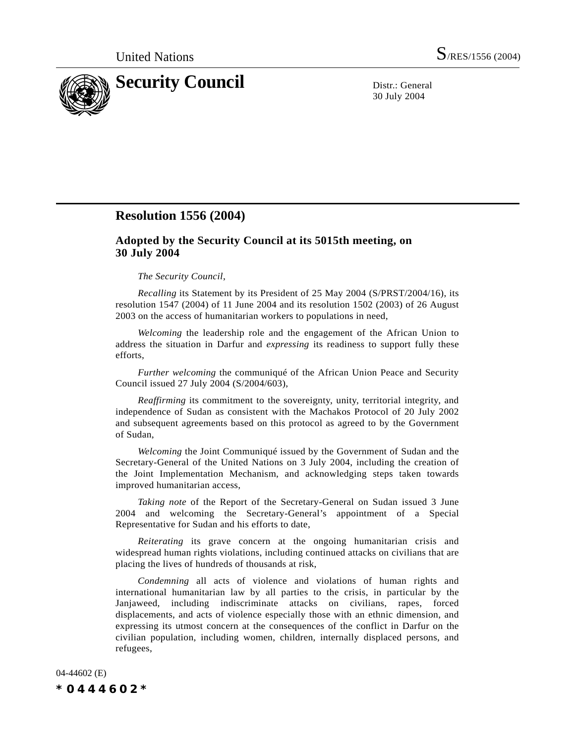United Nations S/RES/1556 (2004)

# Security Council

Distr.: General
30 July 2004

## Resolution 1556 (2004)

### Adopted by the Security Council at its 5015th meeting, on 30 July 2004

*The Security Council*,

*Recalling* its Statement by its President of 25 May 2004 (S/PRST/2004/16), its resolution 1547 (2004) of 11 June 2004 and its resolution 1502 (2003) of 26 August 2003 on the access of humanitarian workers to populations in need,

*Welcoming* the leadership role and the engagement of the African Union to address the situation in Darfur and *expressing* its readiness to support fully these efforts,

*Further welcoming* the communiqué of the African Union Peace and Security Council issued 27 July 2004 (S/2004/603),

*Reaffirming* its commitment to the sovereignty, unity, territorial integrity, and independence of Sudan as consistent with the Machakos Protocol of 20 July 2002 and subsequent agreements based on this protocol as agreed to by the Government of Sudan,

*Welcoming* the Joint Communiqué issued by the Government of Sudan and the Secretary-General of the United Nations on 3 July 2004, including the creation of the Joint Implementation Mechanism, and acknowledging steps taken towards improved humanitarian access,

*Taking note* of the Report of the Secretary-General on Sudan issued 3 June 2004 and welcoming the Secretary-General's appointment of a Special Representative for Sudan and his efforts to date,

*Reiterating* its grave concern at the ongoing humanitarian crisis and widespread human rights violations, including continued attacks on civilians that are placing the lives of hundreds of thousands at risk,

*Condemning* all acts of violence and violations of human rights and international humanitarian law by all parties to the crisis, in particular by the Janjaweed, including indiscriminate attacks on civilians, rapes, forced displacements, and acts of violence especially those with an ethnic dimension, and expressing its utmost concern at the consequences of the conflict in Darfur on the civilian population, including women, children, internally displaced persons, and refugees,

04-44602 (E)

*0444602*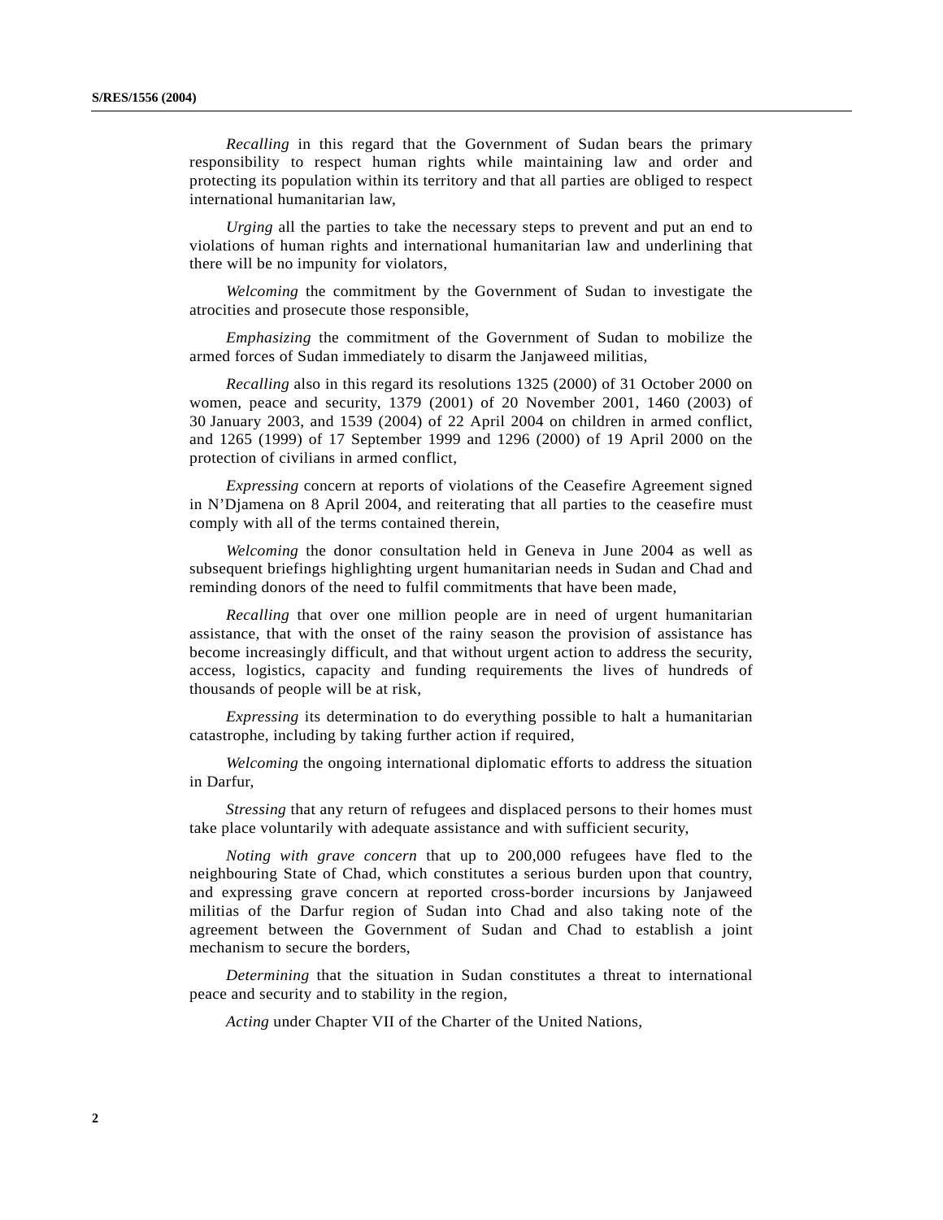*Recalling* in this regard that the Government of Sudan bears the primary responsibility to respect human rights while maintaining law and order and protecting its population within its territory and that all parties are obliged to respect international humanitarian law,

*Urging* all the parties to take the necessary steps to prevent and put an end to violations of human rights and international humanitarian law and underlining that there will be no impunity for violators,

*Welcoming* the commitment by the Government of Sudan to investigate the atrocities and prosecute those responsible,

*Emphasizing* the commitment of the Government of Sudan to mobilize the armed forces of Sudan immediately to disarm the Janjaweed militias,

*Recalling* also in this regard its resolutions 1325 (2000) of 31 October 2000 on women, peace and security, 1379 (2001) of 20 November 2001, 1460 (2003) of 30 January 2003, and 1539 (2004) of 22 April 2004 on children in armed conflict, and 1265 (1999) of 17 September 1999 and 1296 (2000) of 19 April 2000 on the protection of civilians in armed conflict,

*Expressing* concern at reports of violations of the Ceasefire Agreement signed in N'Djamena on 8 April 2004, and reiterating that all parties to the ceasefire must comply with all of the terms contained therein,

*Welcoming* the donor consultation held in Geneva in June 2004 as well as subsequent briefings highlighting urgent humanitarian needs in Sudan and Chad and reminding donors of the need to fulfil commitments that have been made,

*Recalling* that over one million people are in need of urgent humanitarian assistance, that with the onset of the rainy season the provision of assistance has become increasingly difficult, and that without urgent action to address the security, access, logistics, capacity and funding requirements the lives of hundreds of thousands of people will be at risk,

*Expressing* its determination to do everything possible to halt a humanitarian catastrophe, including by taking further action if required,

*Welcoming* the ongoing international diplomatic efforts to address the situation in Darfur,

*Stressing* that any return of refugees and displaced persons to their homes must take place voluntarily with adequate assistance and with sufficient security,

*Noting with grave concern* that up to 200,000 refugees have fled to the neighbouring State of Chad, which constitutes a serious burden upon that country, and expressing grave concern at reported cross-border incursions by Janjaweed militias of the Darfur region of Sudan into Chad and also taking note of the agreement between the Government of Sudan and Chad to establish a joint mechanism to secure the borders,

*Determining* that the situation in Sudan constitutes a threat to international peace and security and to stability in the region,

*Acting* under Chapter VII of the Charter of the United Nations,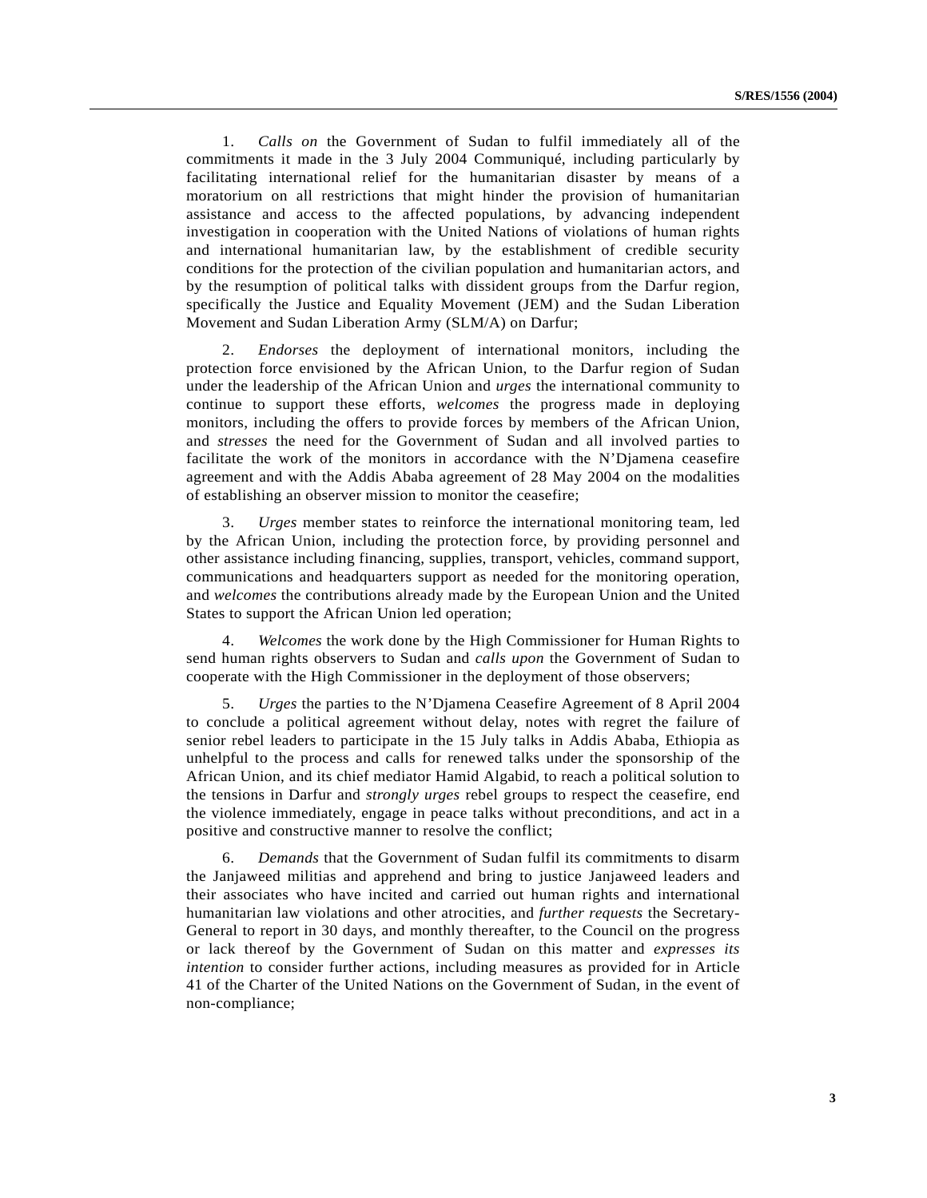1. *Calls on* the Government of Sudan to fulfil immediately all of the commitments it made in the 3 July 2004 Communiqué, including particularly by facilitating international relief for the humanitarian disaster by means of a moratorium on all restrictions that might hinder the provision of humanitarian assistance and access to the affected populations, by advancing independent investigation in cooperation with the United Nations of violations of human rights and international humanitarian law, by the establishment of credible security conditions for the protection of the civilian population and humanitarian actors, and by the resumption of political talks with dissident groups from the Darfur region, specifically the Justice and Equality Movement (JEM) and the Sudan Liberation Movement and Sudan Liberation Army (SLM/A) on Darfur;

2. *Endorses* the deployment of international monitors, including the protection force envisioned by the African Union, to the Darfur region of Sudan under the leadership of the African Union and *urges* the international community to continue to support these efforts, *welcomes* the progress made in deploying monitors, including the offers to provide forces by members of the African Union, and *stresses* the need for the Government of Sudan and all involved parties to facilitate the work of the monitors in accordance with the N'Djamena ceasefire agreement and with the Addis Ababa agreement of 28 May 2004 on the modalities of establishing an observer mission to monitor the ceasefire;

3. *Urges* member states to reinforce the international monitoring team, led by the African Union, including the protection force, by providing personnel and other assistance including financing, supplies, transport, vehicles, command support, communications and headquarters support as needed for the monitoring operation, and *welcomes* the contributions already made by the European Union and the United States to support the African Union led operation;

4. *Welcomes* the work done by the High Commissioner for Human Rights to send human rights observers to Sudan and *calls upon* the Government of Sudan to cooperate with the High Commissioner in the deployment of those observers;

5. *Urges* the parties to the N'Djamena Ceasefire Agreement of 8 April 2004 to conclude a political agreement without delay, notes with regret the failure of senior rebel leaders to participate in the 15 July talks in Addis Ababa, Ethiopia as unhelpful to the process and calls for renewed talks under the sponsorship of the African Union, and its chief mediator Hamid Algabid, to reach a political solution to the tensions in Darfur and *strongly urges* rebel groups to respect the ceasefire, end the violence immediately, engage in peace talks without preconditions, and act in a positive and constructive manner to resolve the conflict;

6. *Demands* that the Government of Sudan fulfil its commitments to disarm the Janjaweed militias and apprehend and bring to justice Janjaweed leaders and their associates who have incited and carried out human rights and international humanitarian law violations and other atrocities, and *further requests* the Secretary-General to report in 30 days, and monthly thereafter, to the Council on the progress or lack thereof by the Government of Sudan on this matter and *expresses its intention* to consider further actions, including measures as provided for in Article 41 of the Charter of the United Nations on the Government of Sudan, in the event of non-compliance;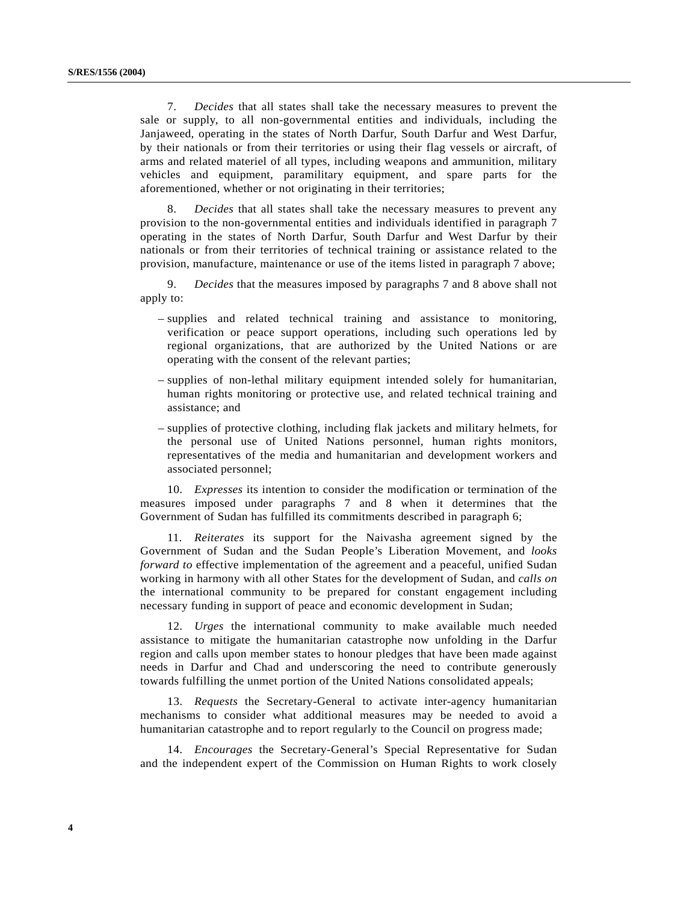7. *Decides* that all states shall take the necessary measures to prevent the sale or supply, to all non-governmental entities and individuals, including the Janjaweed, operating in the states of North Darfur, South Darfur and West Darfur, by their nationals or from their territories or using their flag vessels or aircraft, of arms and related materiel of all types, including weapons and ammunition, military vehicles and equipment, paramilitary equipment, and spare parts for the aforementioned, whether or not originating in their territories;

8. *Decides* that all states shall take the necessary measures to prevent any provision to the non-governmental entities and individuals identified in paragraph 7 operating in the states of North Darfur, South Darfur and West Darfur by their nationals or from their territories of technical training or assistance related to the provision, manufacture, maintenance or use of the items listed in paragraph 7 above;

9. *Decides* that the measures imposed by paragraphs 7 and 8 above shall not apply to:

– supplies and related technical training and assistance to monitoring, verification or peace support operations, including such operations led by regional organizations, that are authorized by the United Nations or are operating with the consent of the relevant parties;

– supplies of non-lethal military equipment intended solely for humanitarian, human rights monitoring or protective use, and related technical training and assistance; and

– supplies of protective clothing, including flak jackets and military helmets, for the personal use of United Nations personnel, human rights monitors, representatives of the media and humanitarian and development workers and associated personnel;

10. *Expresses* its intention to consider the modification or termination of the measures imposed under paragraphs 7 and 8 when it determines that the Government of Sudan has fulfilled its commitments described in paragraph 6;

11. *Reiterates* its support for the Naivasha agreement signed by the Government of Sudan and the Sudan People's Liberation Movement, and *looks forward to* effective implementation of the agreement and a peaceful, unified Sudan working in harmony with all other States for the development of Sudan, and *calls on* the international community to be prepared for constant engagement including necessary funding in support of peace and economic development in Sudan;

12. *Urges* the international community to make available much needed assistance to mitigate the humanitarian catastrophe now unfolding in the Darfur region and calls upon member states to honour pledges that have been made against needs in Darfur and Chad and underscoring the need to contribute generously towards fulfilling the unmet portion of the United Nations consolidated appeals;

13. *Requests* the Secretary-General to activate inter-agency humanitarian mechanisms to consider what additional measures may be needed to avoid a humanitarian catastrophe and to report regularly to the Council on progress made;

14. *Encourages* the Secretary-General's Special Representative for Sudan and the independent expert of the Commission on Human Rights to work closely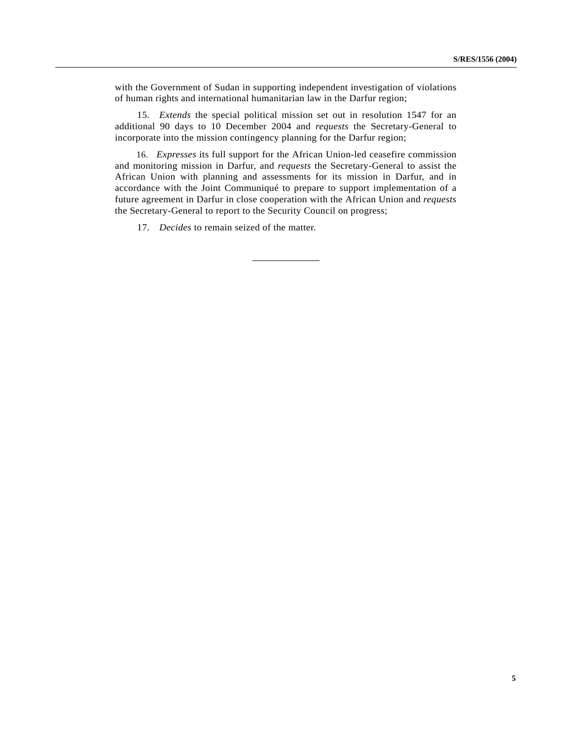with the Government of Sudan in supporting independent investigation of violations of human rights and international humanitarian law in the Darfur region;

15. *Extends* the special political mission set out in resolution 1547 for an additional 90 days to 10 December 2004 and *requests* the Secretary-General to incorporate into the mission contingency planning for the Darfur region;

16. *Expresses* its full support for the African Union-led ceasefire commission and monitoring mission in Darfur, and *requests* the Secretary-General to assist the African Union with planning and assessments for its mission in Darfur, and in accordance with the Joint Communiqué to prepare to support implementation of a future agreement in Darfur in close cooperation with the African Union and *requests* the Secretary-General to report to the Security Council on progress;

17. *Decides* to remain seized of the matter.